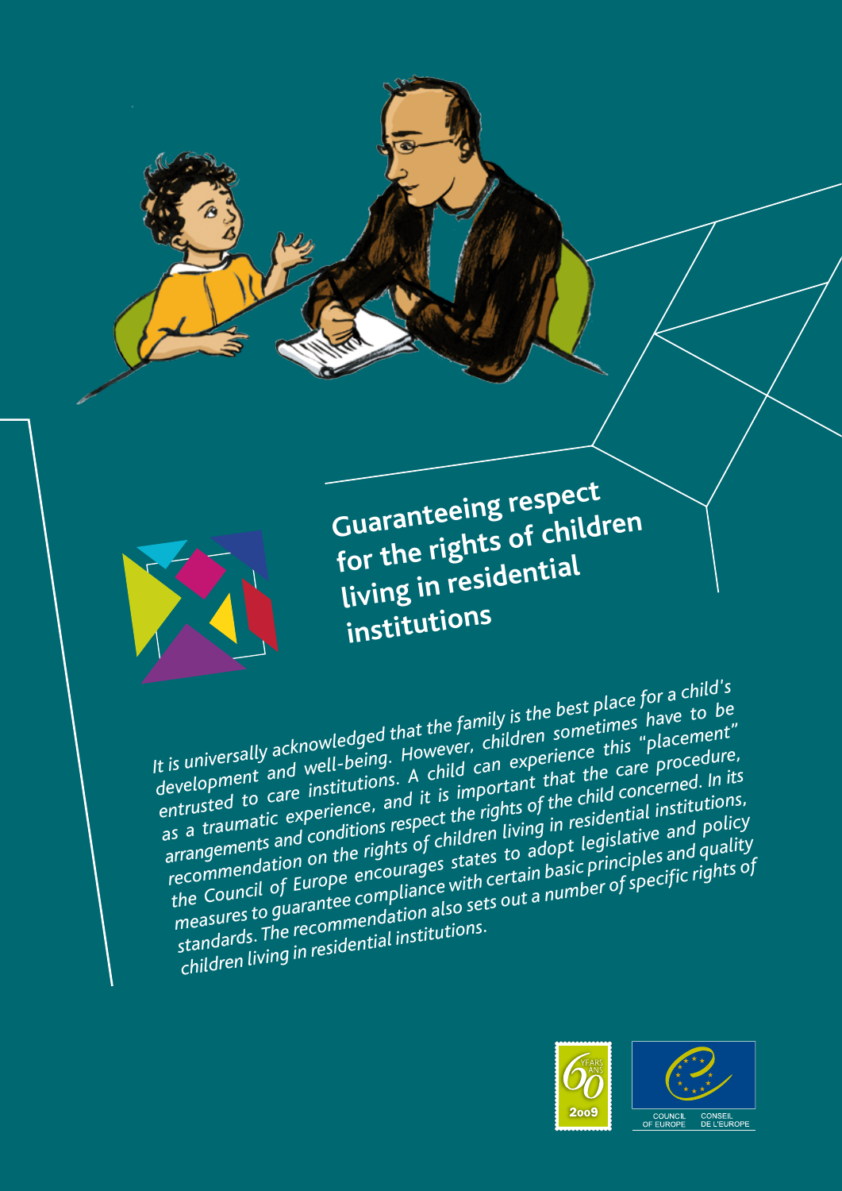# Guaranteeing respect for the rights of children living in residential institutions

*It is universally acknowledged that the family is the best place for a child's development and well-being. However, children sometimes have to be entrusted to care institutions. A child can experience this "placement" as a traumatic experience, and it is important that the care procedure, arrangements and conditions respect the rights of the child concerned. In its recommendation on the rights of children living in residential institutions, the Council of Europe encourages states to adopt legislative and policy measures to guarantee compliance with certain basic principles and quality standards. The recommendation also sets out a number of specific rights of children living in residential institutions.*

60 YEARS ANS 2009

COUNCIL OF EUROPE CONSEIL DE L'EUROPE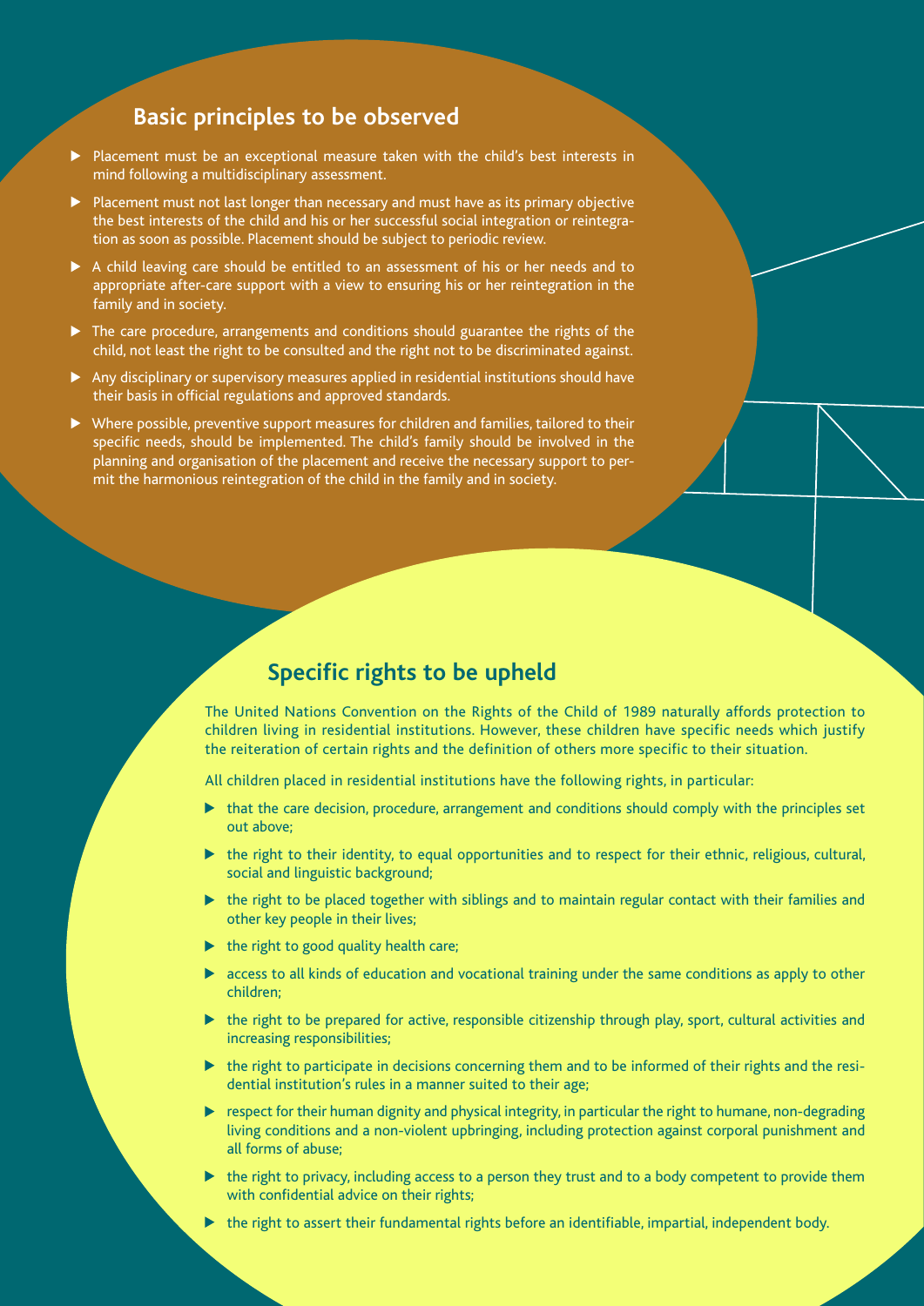## Basic principles to be observed

- Placement must be an exceptional measure taken with the child's best interests in mind following a multidisciplinary assessment.
- Placement must not last longer than necessary and must have as its primary objective the best interests of the child and his or her successful social integration or reintegration as soon as possible. Placement should be subject to periodic review.
- A child leaving care should be entitled to an assessment of his or her needs and to appropriate after-care support with a view to ensuring his or her reintegration in the family and in society.
- The care procedure, arrangements and conditions should guarantee the rights of the child, not least the right to be consulted and the right not to be discriminated against.
- Any disciplinary or supervisory measures applied in residential institutions should have their basis in official regulations and approved standards.
- Where possible, preventive support measures for children and families, tailored to their specific needs, should be implemented. The child's family should be involved in the planning and organisation of the placement and receive the necessary support to permit the harmonious reintegration of the child in the family and in society.

## Specific rights to be upheld

The United Nations Convention on the Rights of the Child of 1989 naturally affords protection to children living in residential institutions. However, these children have specific needs which justify the reiteration of certain rights and the definition of others more specific to their situation.

All children placed in residential institutions have the following rights, in particular:

- that the care decision, procedure, arrangement and conditions should comply with the principles set out above;
- the right to their identity, to equal opportunities and to respect for their ethnic, religious, cultural, social and linguistic background;
- the right to be placed together with siblings and to maintain regular contact with their families and other key people in their lives;
- the right to good quality health care;
- access to all kinds of education and vocational training under the same conditions as apply to other children;
- the right to be prepared for active, responsible citizenship through play, sport, cultural activities and increasing responsibilities;
- the right to participate in decisions concerning them and to be informed of their rights and the residential institution's rules in a manner suited to their age;
- respect for their human dignity and physical integrity, in particular the right to humane, non-degrading living conditions and a non-violent upbringing, including protection against corporal punishment and all forms of abuse;
- the right to privacy, including access to a person they trust and to a body competent to provide them with confidential advice on their rights;
- the right to assert their fundamental rights before an identifiable, impartial, independent body.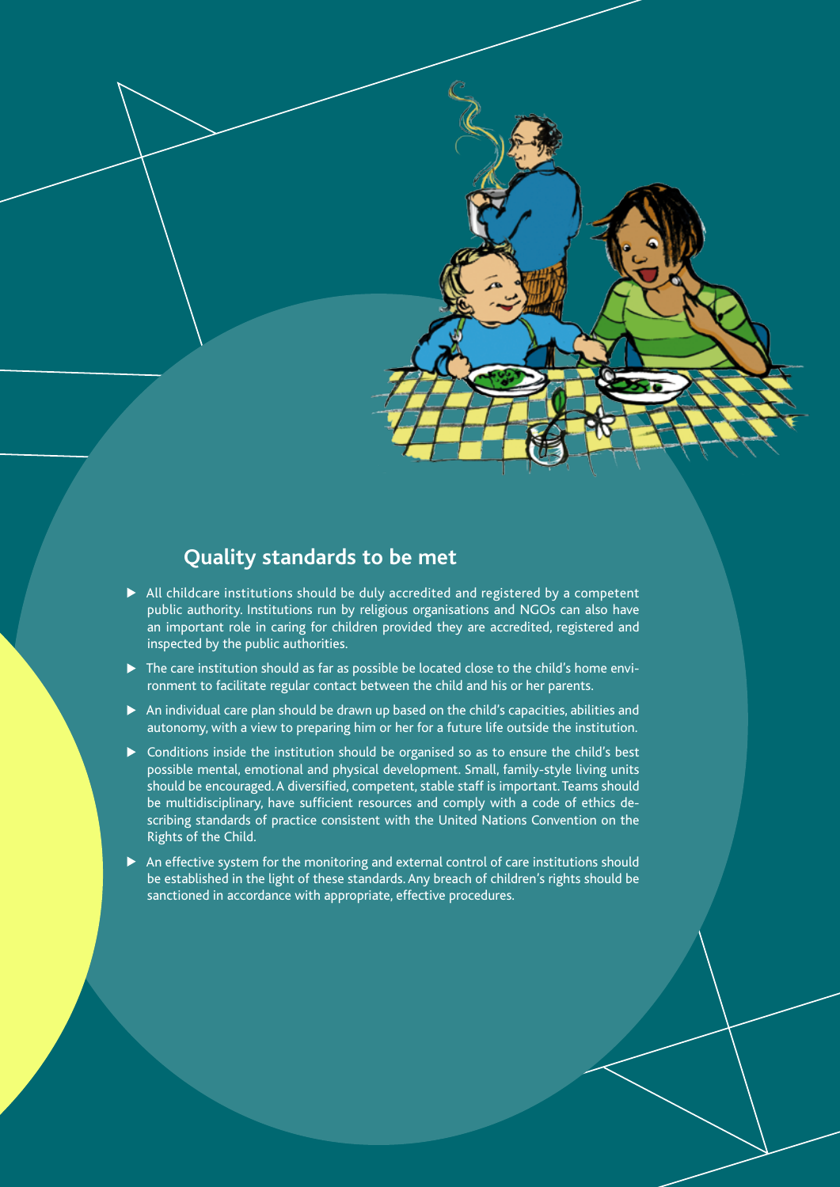## Quality standards to be met

- All childcare institutions should be duly accredited and registered by a competent public authority. Institutions run by religious organisations and NGOs can also have an important role in caring for children provided they are accredited, registered and inspected by the public authorities.
- The care institution should as far as possible be located close to the child's home environment to facilitate regular contact between the child and his or her parents.
- An individual care plan should be drawn up based on the child's capacities, abilities and autonomy, with a view to preparing him or her for a future life outside the institution.
- Conditions inside the institution should be organised so as to ensure the child's best possible mental, emotional and physical development. Small, family-style living units should be encouraged. A diversified, competent, stable staff is important. Teams should be multidisciplinary, have sufficient resources and comply with a code of ethics describing standards of practice consistent with the United Nations Convention on the Rights of the Child.
- An effective system for the monitoring and external control of care institutions should be established in the light of these standards. Any breach of children's rights should be sanctioned in accordance with appropriate, effective procedures.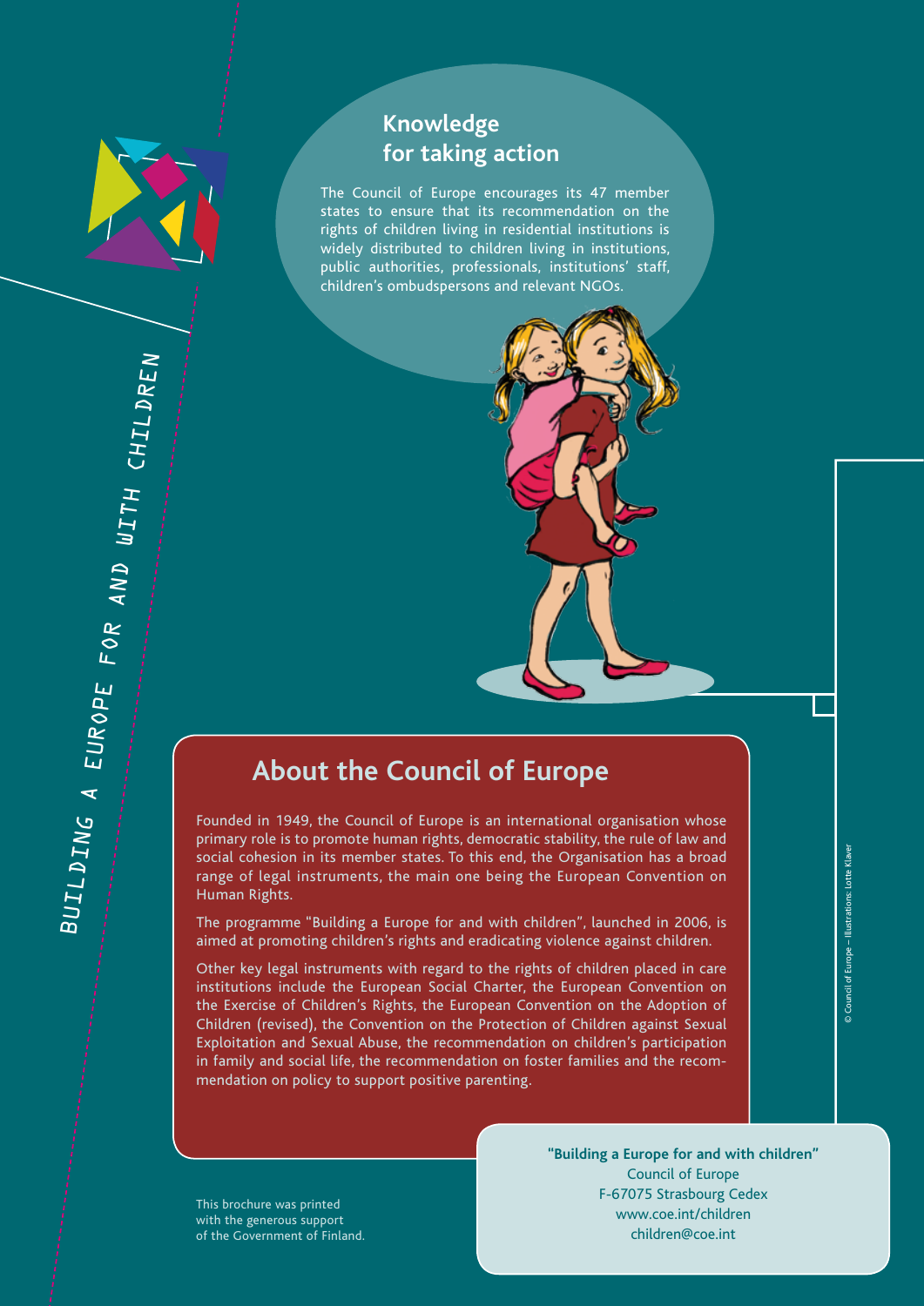BUILDING A EUROPE FOR AND WITH CHILDREN

## Knowledge for taking action

The Council of Europe encourages its 47 member states to ensure that its recommendation on the rights of children living in residential institutions is widely distributed to children living in institutions, public authorities, professionals, institutions' staff, children's ombudspersons and relevant NGOs.

## About the Council of Europe

Founded in 1949, the Council of Europe is an international organisation whose primary role is to promote human rights, democratic stability, the rule of law and social cohesion in its member states. To this end, the Organisation has a broad range of legal instruments, the main one being the European Convention on Human Rights.

The programme "Building a Europe for and with children", launched in 2006, is aimed at promoting children's rights and eradicating violence against children.

Other key legal instruments with regard to the rights of children placed in care institutions include the European Social Charter, the European Convention on the Exercise of Children's Rights, the European Convention on the Adoption of Children (revised), the Convention on the Protection of Children against Sexual Exploitation and Sexual Abuse, the recommendation on children's participation in family and social life, the recommendation on foster families and the recommendation on policy to support positive parenting.

This brochure was printed with the generous support of the Government of Finland.

**"Building a Europe for and with children"**
Council of Europe
F-67075 Strasbourg Cedex
www.coe.int/children
children@coe.int

© Council of Europe – Illustrations: Lotte Klaver